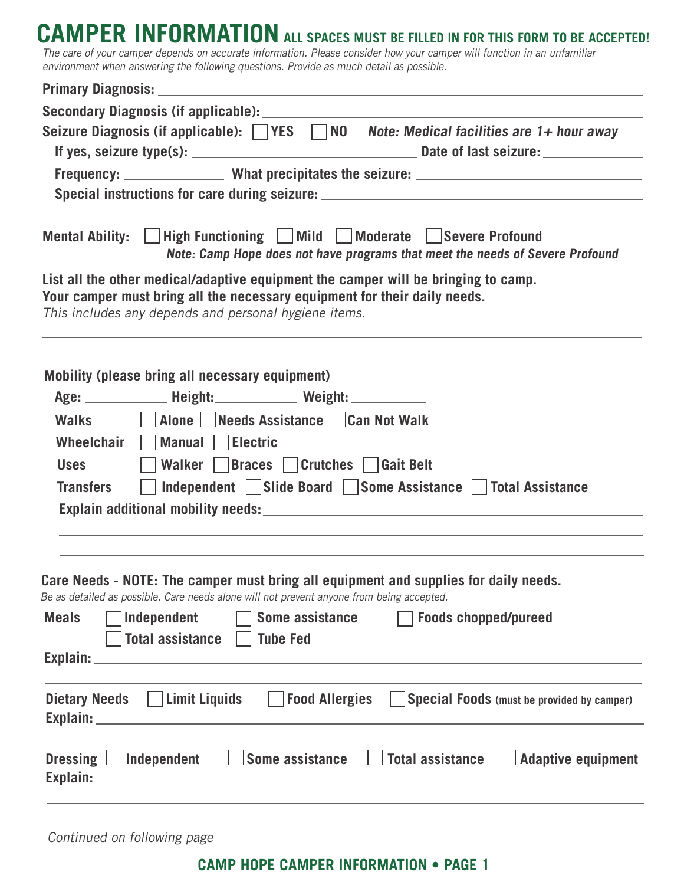# CAMPER INFORMATION **ALL SPACES MUST BE FILLED IN FOR THIS FORM TO BE ACCEPTED!**

*The care of your camper depends on accurate information. Please consider how your camper will function in an unfamiliar environment when answering the following questions. Provide as much detail as possible.*

**Primary Diagnosis:** ______________________________

**Secondary Diagnosis (if applicable):** ______________________________

**Seizure Diagnosis (if applicable):** ☐ YES ☐ NO *Note: Medical facilities are 1+ hour away*

**If yes, seizure type(s):** ____________________ **Date of last seizure:** __________

**Frequency:** __________ **What precipitates the seizure:** ____________________

**Special instructions for care during seizure:** ______________________________

______________________________

**Mental Ability:** ☐ High Functioning ☐ Mild ☐ Moderate ☐ Severe Profound

***Note: Camp Hope does not have programs that meet the needs of Severe Profound***

**List all the other medical/adaptive equipment the camper will be bringing to camp.**
**Your camper must bring all the necessary equipment for their daily needs.**
*This includes any depends and personal hygiene items.*

______________________________

______________________________

**Mobility (please bring all necessary equipment)**

**Age:** __________ **Height:** __________ **Weight:** __________

**Walks** ☐ Alone ☐ Needs Assistance ☐ Can Not Walk

**Wheelchair** ☐ Manual ☐ Electric

**Uses** ☐ Walker ☐ Braces ☐ Crutches ☐ Gait Belt

**Transfers** ☐ Independent ☐ Slide Board ☐ Some Assistance ☐ Total Assistance

**Explain additional mobility needs:** ______________________________

______________________________

______________________________

**Care Needs - NOTE: The camper must bring all equipment and supplies for daily needs.**
*Be as detailed as possible. Care needs alone will not prevent anyone from being accepted.*

**Meals** ☐ Independent ☐ Some assistance ☐ Foods chopped/pureed
☐ Total assistance ☐ Tube Fed

**Explain:** ______________________________

______________________________

**Dietary Needs** ☐ Limit Liquids ☐ Food Allergies ☐ Special Foods **(must be provided by camper)**

**Explain:** ______________________________

______________________________

**Dressing** ☐ Independent ☐ Some assistance ☐ Total assistance ☐ Adaptive equipment

**Explain:** ______________________________

______________________________

*Continued on following page*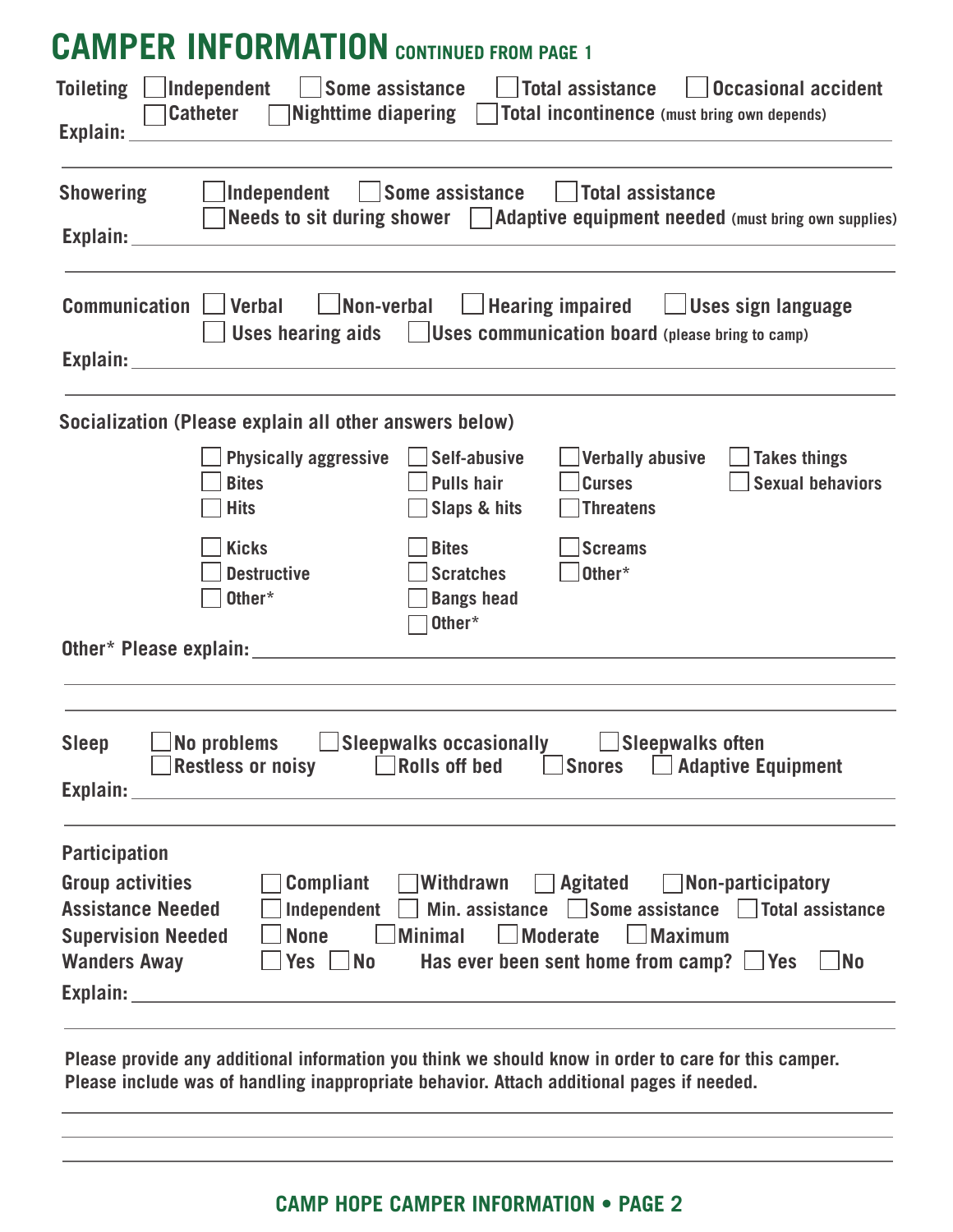# CAMPER INFORMATION CONTINUED FROM PAGE 1

**Toileting** ☐ Independent ☐ Some assistance ☐ Total assistance ☐ Occasional accident
☐ Catheter ☐ Nighttime diapering ☐ Total incontinence (must bring own depends)

**Explain:** ______________________________________________

______________________________________________

**Showering** ☐ Independent ☐ Some assistance ☐ Total assistance
☐ Needs to sit during shower ☐ Adaptive equipment needed (must bring own supplies)

**Explain:** ______________________________________________

______________________________________________

**Communication** ☐ Verbal ☐ Non-verbal ☐ Hearing impaired ☐ Uses sign language
☐ Uses hearing aids ☐ Uses communication board (please bring to camp)

**Explain:** ______________________________________________

______________________________________________

**Socialization (Please explain all other answers below)**

☐ Physically aggressive ☐ Self-abusive ☐ Verbally abusive ☐ Takes things
☐ Bites ☐ Pulls hair ☐ Curses ☐ Sexual behaviors
☐ Hits ☐ Slaps & hits ☐ Threatens

☐ Kicks ☐ Bites ☐ Screams
☐ Destructive ☐ Scratches ☐ Other*
☐ Other* ☐ Bangs head
☐ Other*

**Other\* Please explain:** ______________________________________________

______________________________________________

______________________________________________

**Sleep** ☐ No problems ☐ Sleepwalks occasionally ☐ Sleepwalks often
☐ Restless or noisy ☐ Rolls off bed ☐ Snores ☐ Adaptive Equipment

**Explain:** ______________________________________________

______________________________________________

**Participation**

**Group activities** ☐ Compliant ☐ Withdrawn ☐ Agitated ☐ Non-participatory

**Assistance Needed** ☐ Independent ☐ Min. assistance ☐ Some assistance ☐ Total assistance

**Supervision Needed** ☐ None ☐ Minimal ☐ Moderate ☐ Maximum

**Wanders Away** ☐ Yes ☐ No Has ever been sent home from camp? ☐ Yes ☐ No

**Explain:** ______________________________________________

______________________________________________

**Please provide any additional information you think we should know in order to care for this camper. Please include was of handling inappropriate behavior. Attach additional pages if needed.**

______________________________________________

______________________________________________

______________________________________________

**CAMP HOPE CAMPER INFORMATION • PAGE 2**